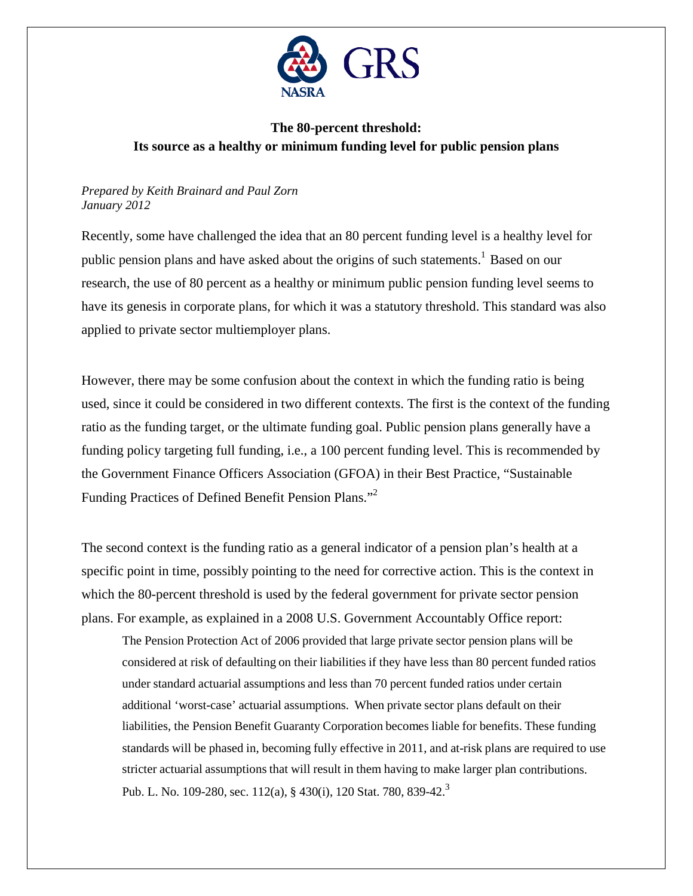NASRA GRS

## The 80-percent threshold: Its source as a healthy or minimum funding level for public pension plans

*Prepared by Keith Brainard and Paul Zorn*
*January 2012*

Recently, some have challenged the idea that an 80 percent funding level is a healthy level for public pension plans and have asked about the origins of such statements.[1] Based on our research, the use of 80 percent as a healthy or minimum public pension funding level seems to have its genesis in corporate plans, for which it was a statutory threshold. This standard was also applied to private sector multiemployer plans.

However, there may be some confusion about the context in which the funding ratio is being used, since it could be considered in two different contexts. The first is the context of the funding ratio as the funding target, or the ultimate funding goal. Public pension plans generally have a funding policy targeting full funding, i.e., a 100 percent funding level. This is recommended by the Government Finance Officers Association (GFOA) in their Best Practice, "Sustainable Funding Practices of Defined Benefit Pension Plans."[2]

The second context is the funding ratio as a general indicator of a pension plan's health at a specific point in time, possibly pointing to the need for corrective action. This is the context in which the 80-percent threshold is used by the federal government for private sector pension plans. For example, as explained in a 2008 U.S. Government Accountably Office report:

> The Pension Protection Act of 2006 provided that large private sector pension plans will be considered at risk of defaulting on their liabilities if they have less than 80 percent funded ratios under standard actuarial assumptions and less than 70 percent funded ratios under certain additional 'worst-case' actuarial assumptions. When private sector plans default on their liabilities, the Pension Benefit Guaranty Corporation becomes liable for benefits. These funding standards will be phased in, becoming fully effective in 2011, and at-risk plans are required to use stricter actuarial assumptions that will result in them having to make larger plan contributions. Pub. L. No. 109-280, sec. 112(a), § 430(i), 120 Stat. 780, 839-42.[3]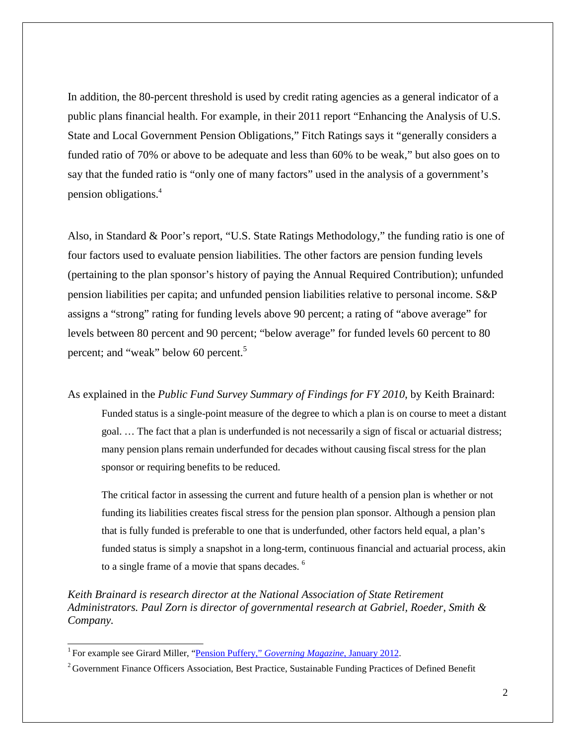In addition, the 80-percent threshold is used by credit rating agencies as a general indicator of a public plans financial health. For example, in their 2011 report "Enhancing the Analysis of U.S. State and Local Government Pension Obligations," Fitch Ratings says it "generally considers a funded ratio of 70% or above to be adequate and less than 60% to be weak," but also goes on to say that the funded ratio is "only one of many factors" used in the analysis of a government's pension obligations.[4]

Also, in Standard & Poor's report, "U.S. State Ratings Methodology," the funding ratio is one of four factors used to evaluate pension liabilities. The other factors are pension funding levels (pertaining to the plan sponsor's history of paying the Annual Required Contribution); unfunded pension liabilities per capita; and unfunded pension liabilities relative to personal income. S&P assigns a "strong" rating for funding levels above 90 percent; a rating of "above average" for levels between 80 percent and 90 percent; "below average" for funded levels 60 percent to 80 percent; and "weak" below 60 percent.[5]

As explained in the *Public Fund Survey Summary of Findings for FY 2010*, by Keith Brainard:

> Funded status is a single-point measure of the degree to which a plan is on course to meet a distant goal. … The fact that a plan is underfunded is not necessarily a sign of fiscal or actuarial distress; many pension plans remain underfunded for decades without causing fiscal stress for the plan sponsor or requiring benefits to be reduced.
>
> The critical factor in assessing the current and future health of a pension plan is whether or not funding its liabilities creates fiscal stress for the pension plan sponsor. Although a pension plan that is fully funded is preferable to one that is underfunded, other factors held equal, a plan's funded status is simply a snapshot in a long-term, continuous financial and actuarial process, akin to a single frame of a movie that spans decades.[6]

*Keith Brainard is research director at the National Association of State Retirement Administrators. Paul Zorn is director of governmental research at Gabriel, Roeder, Smith & Company.*

---

[1] For example see Girard Miller, "Pension Puffery," *Governing Magazine*, January 2012.

[2] Government Finance Officers Association, Best Practice, Sustainable Funding Practices of Defined Benefit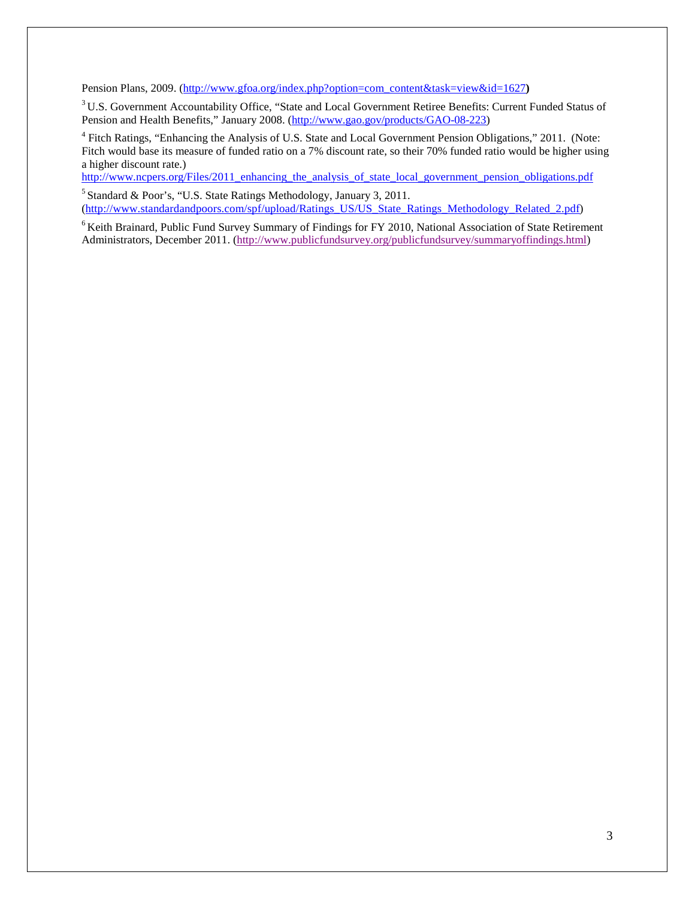Pension Plans, 2009. (http://www.gfoa.org/index.php?option=com_content&task=view&id=1627)

[3] U.S. Government Accountability Office, "State and Local Government Retiree Benefits: Current Funded Status of Pension and Health Benefits," January 2008. (http://www.gao.gov/products/GAO-08-223)

[4] Fitch Ratings, "Enhancing the Analysis of U.S. State and Local Government Pension Obligations," 2011. (Note: Fitch would base its measure of funded ratio on a 7% discount rate, so their 70% funded ratio would be higher using a higher discount rate.)
http://www.ncpers.org/Files/2011_enhancing_the_analysis_of_state_local_government_pension_obligations.pdf

[5] Standard & Poor's, "U.S. State Ratings Methodology, January 3, 2011. (http://www.standardandpoors.com/spf/upload/Ratings_US/US_State_Ratings_Methodology_Related_2.pdf)

[6] Keith Brainard, Public Fund Survey Summary of Findings for FY 2010, National Association of State Retirement Administrators, December 2011. (http://www.publicfundsurvey.org/publicfundsurvey/summaryoffindings.html)